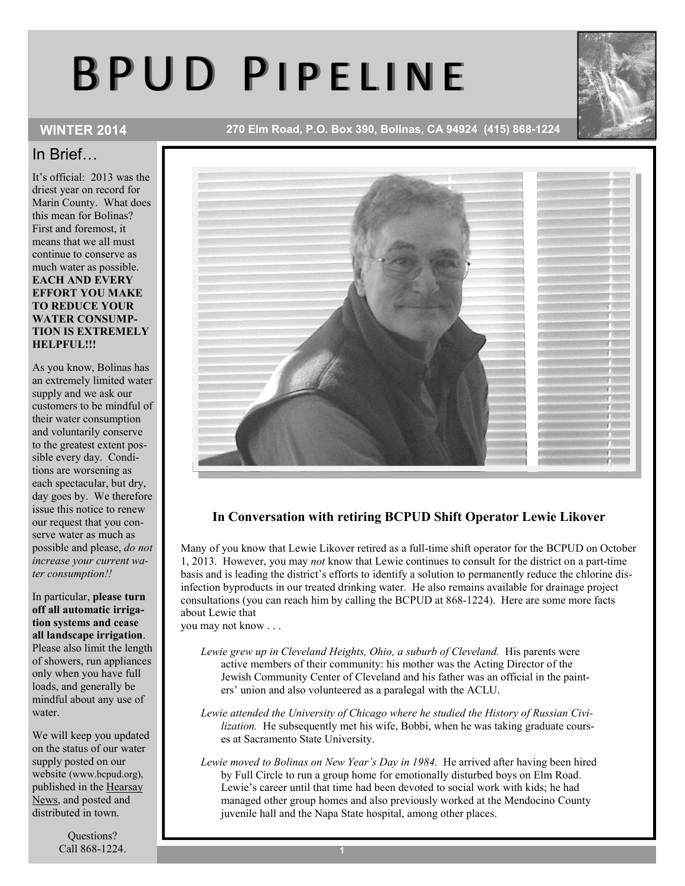# BPUD PIPELINE

**WINTER 2014** — **270 Elm Road, P.O. Box 390, Bolinas, CA 94924 (415) 868-1224**

## In Brief…

It's official: 2013 was the driest year on record for Marin County. What does this mean for Bolinas? First and foremost, it means that we all must continue to conserve as much water as possible. **EACH AND EVERY EFFORT YOU MAKE TO REDUCE YOUR WATER CONSUMPTION IS EXTREMELY HELPFUL!!!**

As you know, Bolinas has an extremely limited water supply and we ask our customers to be mindful of their water consumption and voluntarily conserve to the greatest extent possible every day. Conditions are worsening as each spectacular, but dry, day goes by. We therefore issue this notice to renew our request that you conserve water as much as possible and please, *do not increase your current water consumption!!*

In particular, **please turn off all automatic irrigation systems and cease all landscape irrigation**. Please also limit the length of showers, run appliances only when you have full loads, and generally be mindful about any use of water.

We will keep you updated on the status of our water supply posted on our website (www.bcpud.org), published in the Hearsay News, and posted and distributed in town.

Questions?
Call 868-1224.

### In Conversation with retiring BCPUD Shift Operator Lewie Likover

Many of you know that Lewie Likover retired as a full-time shift operator for the BCPUD on October 1, 2013. However, you may *not* know that Lewie continues to consult for the district on a part-time basis and is leading the district's efforts to identify a solution to permanently reduce the chlorine disinfection byproducts in our treated drinking water. He also remains available for drainage project consultations (you can reach him by calling the BCPUD at 868-1224). Here are some more facts about Lewie that you may not know . . .

*Lewie grew up in Cleveland Heights, Ohio, a suburb of Cleveland.* His parents were active members of their community: his mother was the Acting Director of the Jewish Community Center of Cleveland and his father was an official in the painters' union and also volunteered as a paralegal with the ACLU.

*Lewie attended the University of Chicago where he studied the History of Russian Civilization.* He subsequently met his wife, Bobbi, when he was taking graduate courses at Sacramento State University.

*Lewie moved to Bolinas on New Year's Day in 1984.* He arrived after having been hired by Full Circle to run a group home for emotionally disturbed boys on Elm Road. Lewie's career until that time had been devoted to social work with kids; he had managed other group homes and also previously worked at the Mendocino County juvenile hall and the Napa State hospital, among other places.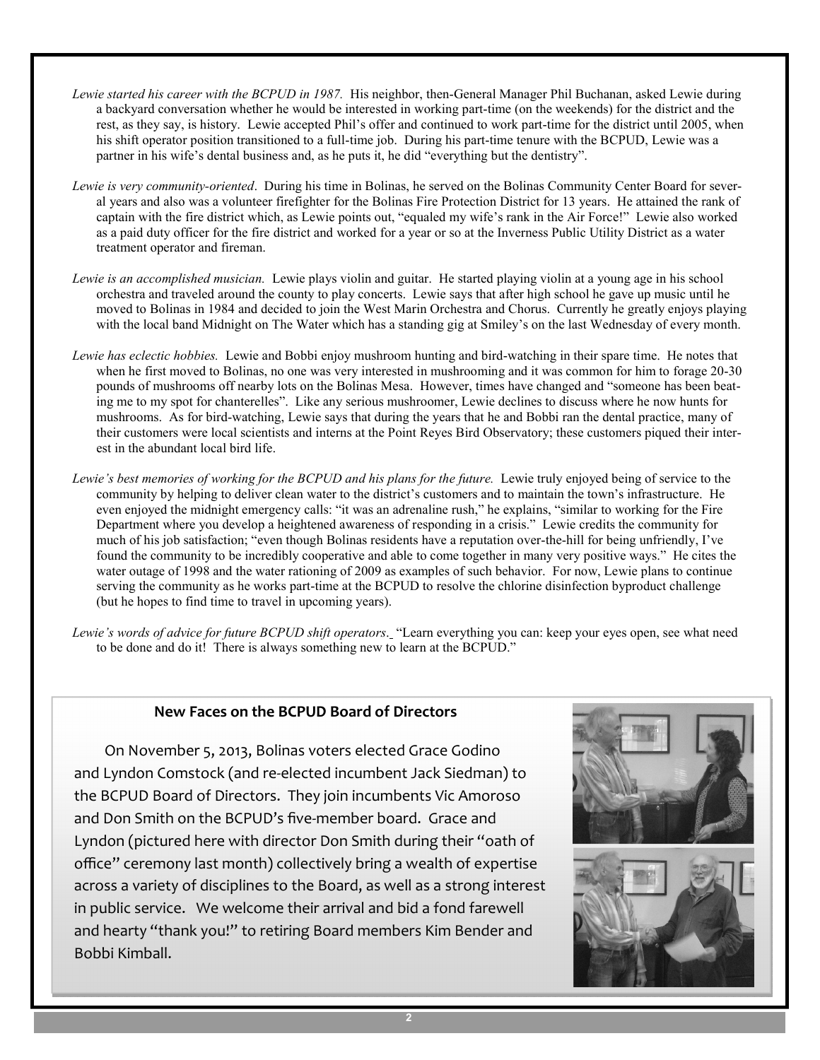*Lewie started his career with the BCPUD in 1987.* His neighbor, then-General Manager Phil Buchanan, asked Lewie during a backyard conversation whether he would be interested in working part-time (on the weekends) for the district and the rest, as they say, is history. Lewie accepted Phil's offer and continued to work part-time for the district until 2005, when his shift operator position transitioned to a full-time job. During his part-time tenure with the BCPUD, Lewie was a partner in his wife's dental business and, as he puts it, he did "everything but the dentistry".

*Lewie is very community-oriented*. During his time in Bolinas, he served on the Bolinas Community Center Board for several years and also was a volunteer firefighter for the Bolinas Fire Protection District for 13 years. He attained the rank of captain with the fire district which, as Lewie points out, "equaled my wife's rank in the Air Force!" Lewie also worked as a paid duty officer for the fire district and worked for a year or so at the Inverness Public Utility District as a water treatment operator and fireman.

*Lewie is an accomplished musician.* Lewie plays violin and guitar. He started playing violin at a young age in his school orchestra and traveled around the county to play concerts. Lewie says that after high school he gave up music until he moved to Bolinas in 1984 and decided to join the West Marin Orchestra and Chorus. Currently he greatly enjoys playing with the local band Midnight on The Water which has a standing gig at Smiley's on the last Wednesday of every month.

*Lewie has eclectic hobbies.* Lewie and Bobbi enjoy mushroom hunting and bird-watching in their spare time. He notes that when he first moved to Bolinas, no one was very interested in mushrooming and it was common for him to forage 20-30 pounds of mushrooms off nearby lots on the Bolinas Mesa. However, times have changed and "someone has been beating me to my spot for chanterelles". Like any serious mushroomer, Lewie declines to discuss where he now hunts for mushrooms. As for bird-watching, Lewie says that during the years that he and Bobbi ran the dental practice, many of their customers were local scientists and interns at the Point Reyes Bird Observatory; these customers piqued their interest in the abundant local bird life.

*Lewie's best memories of working for the BCPUD and his plans for the future.* Lewie truly enjoyed being of service to the community by helping to deliver clean water to the district's customers and to maintain the town's infrastructure. He even enjoyed the midnight emergency calls: "it was an adrenaline rush," he explains, "similar to working for the Fire Department where you develop a heightened awareness of responding in a crisis." Lewie credits the community for much of his job satisfaction; "even though Bolinas residents have a reputation over-the-hill for being unfriendly, I've found the community to be incredibly cooperative and able to come together in many very positive ways." He cites the water outage of 1998 and the water rationing of 2009 as examples of such behavior. For now, Lewie plans to continue serving the community as he works part-time at the BCPUD to resolve the chlorine disinfection byproduct challenge (but he hopes to find time to travel in upcoming years).

*Lewie's words of advice for future BCPUD shift operators*. "Learn everything you can: keep your eyes open, see what need to be done and do it! There is always something new to learn at the BCPUD."

## New Faces on the BCPUD Board of Directors

On November 5, 2013, Bolinas voters elected Grace Godino and Lyndon Comstock (and re-elected incumbent Jack Siedman) to the BCPUD Board of Directors. They join incumbents Vic Amoroso and Don Smith on the BCPUD's five-member board. Grace and Lyndon (pictured here with director Don Smith during their "oath of office" ceremony last month) collectively bring a wealth of expertise across a variety of disciplines to the Board, as well as a strong interest in public service. We welcome their arrival and bid a fond farewell and hearty "thank you!" to retiring Board members Kim Bender and Bobbi Kimball.